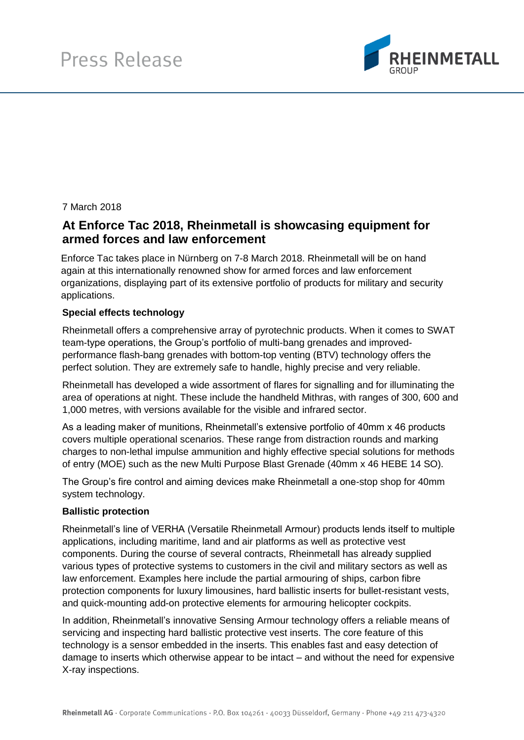Press Release

7 March 2018

# At Enforce Tac 2018, Rheinmetall is showcasing equipment for armed forces and law enforcement

Enforce Tac takes place in Nürnberg on 7-8 March 2018. Rheinmetall will be on hand again at this internationally renowned show for armed forces and law enforcement organizations, displaying part of its extensive portfolio of products for military and security applications.

**Special effects technology**

Rheinmetall offers a comprehensive array of pyrotechnic products. When it comes to SWAT team-type operations, the Group's portfolio of multi-bang grenades and improved-performance flash-bang grenades with bottom-top venting (BTV) technology offers the perfect solution. They are extremely safe to handle, highly precise and very reliable.

Rheinmetall has developed a wide assortment of flares for signalling and for illuminating the area of operations at night. These include the handheld Mithras, with ranges of 300, 600 and 1,000 metres, with versions available for the visible and infrared sector.

As a leading maker of munitions, Rheinmetall's extensive portfolio of 40mm x 46 products covers multiple operational scenarios. These range from distraction rounds and marking charges to non-lethal impulse ammunition and highly effective special solutions for methods of entry (MOE) such as the new Multi Purpose Blast Grenade (40mm x 46 HEBE 14 SO).

The Group's fire control and aiming devices make Rheinmetall a one-stop shop for 40mm system technology.

**Ballistic protection**

Rheinmetall's line of VERHA (Versatile Rheinmetall Armour) products lends itself to multiple applications, including maritime, land and air platforms as well as protective vest components. During the course of several contracts, Rheinmetall has already supplied various types of protective systems to customers in the civil and military sectors as well as law enforcement. Examples here include the partial armouring of ships, carbon fibre protection components for luxury limousines, hard ballistic inserts for bullet-resistant vests, and quick-mounting add-on protective elements for armouring helicopter cockpits.

In addition, Rheinmetall's innovative Sensing Armour technology offers a reliable means of servicing and inspecting hard ballistic protective vest inserts. The core feature of this technology is a sensor embedded in the inserts. This enables fast and easy detection of damage to inserts which otherwise appear to be intact – and without the need for expensive X-ray inspections.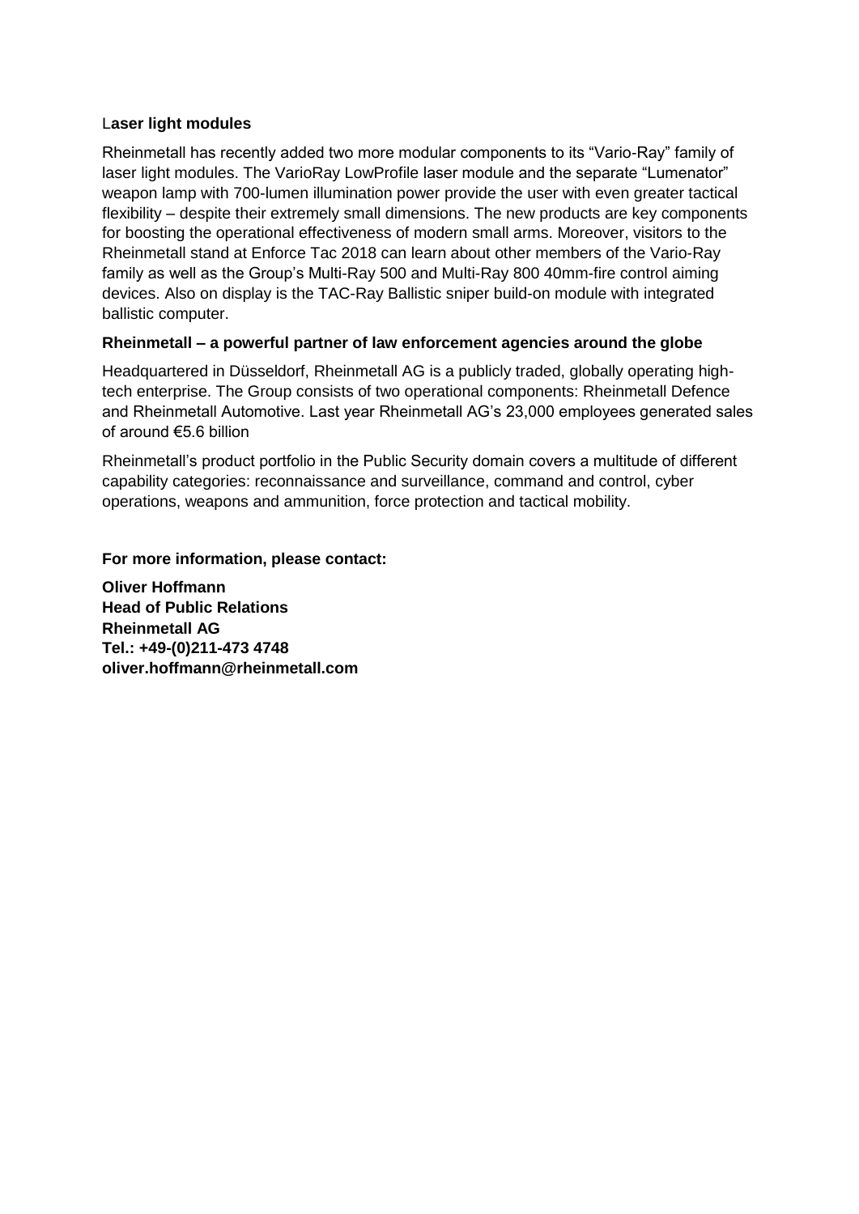**Laser light modules**

Rheinmetall has recently added two more modular components to its “Vario-Ray” family of laser light modules. The VarioRay LowProfile laser module and the separate “Lumenator” weapon lamp with 700-lumen illumination power provide the user with even greater tactical flexibility – despite their extremely small dimensions. The new products are key components for boosting the operational effectiveness of modern small arms. Moreover, visitors to the Rheinmetall stand at Enforce Tac 2018 can learn about other members of the Vario-Ray family as well as the Group’s Multi-Ray 500 and Multi-Ray 800 40mm-fire control aiming devices. Also on display is the TAC-Ray Ballistic sniper build-on module with integrated ballistic computer.

**Rheinmetall – a powerful partner of law enforcement agencies around the globe**

Headquartered in Düsseldorf, Rheinmetall AG is a publicly traded, globally operating high-tech enterprise. The Group consists of two operational components: Rheinmetall Defence and Rheinmetall Automotive. Last year Rheinmetall AG’s 23,000 employees generated sales of around €5.6 billion

Rheinmetall’s product portfolio in the Public Security domain covers a multitude of different capability categories: reconnaissance and surveillance, command and control, cyber operations, weapons and ammunition, force protection and tactical mobility.

**For more information, please contact:**

**Oliver Hoffmann**
**Head of Public Relations**
**Rheinmetall AG**
**Tel.: +49-(0)211-473 4748**
**oliver.hoffmann@rheinmetall.com**